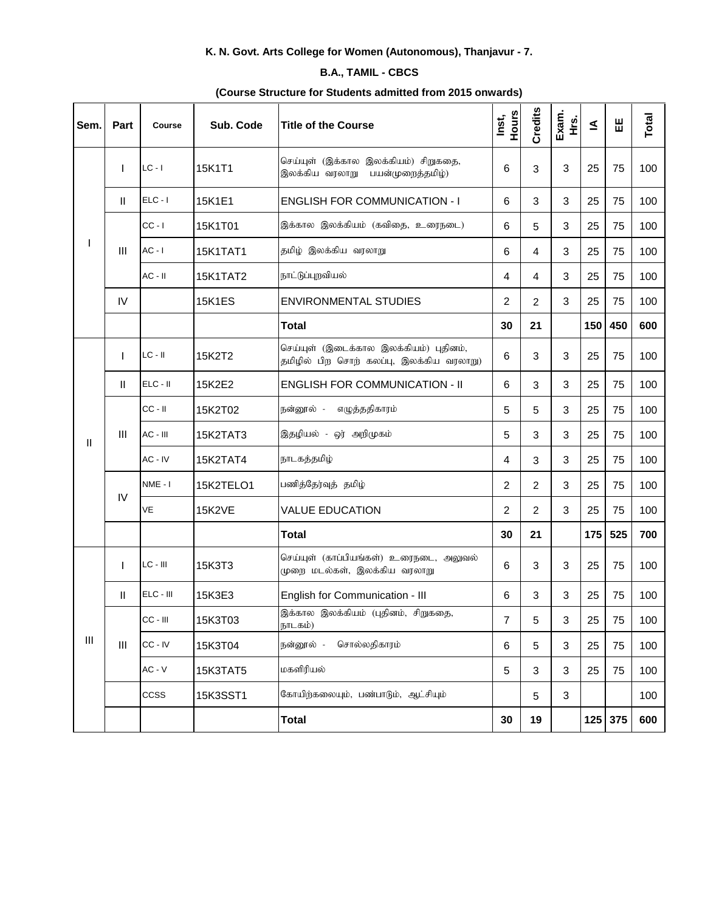**K. N. Govt. Arts College for Women (Autonomous), Thanjavur - 7.**

**B.A., TAMIL - CBCS**

**(Course Structure for Students admitted from 2015 onwards)**

| Sem. | Part | Course | Sub. Code | Title of the Course | Inst, Hours | Credits | Exam. Hrs. | IA | EE | Total |
|---|---|---|---|---|---|---|---|---|---|---|
| I | I | LC - I | 15K1T1 | செய்யுள் (இக்கால இலக்கியம்) சிறுகதை, இலக்கிய வரலாறு பயன்முறைத்தமிழ்) | 6 | 3 | 3 | 25 | 75 | 100 |
| | II | ELC - I | 15K1E1 | ENGLISH FOR COMMUNICATION - I | 6 | 3 | 3 | 25 | 75 | 100 |
| | III | CC - I | 15K1T01 | இக்கால இலக்கியம் (கவிதை, உரைநடை) | 6 | 5 | 3 | 25 | 75 | 100 |
| | | AC - I | 15K1TAT1 | தமிழ் இலக்கிய வரலாறு | 6 | 4 | 3 | 25 | 75 | 100 |
| | | AC - II | 15K1TAT2 | நாட்டுப்புறவியல் | 4 | 4 | 3 | 25 | 75 | 100 |
| | IV | | 15K1ES | ENVIRONMENTAL STUDIES | 2 | 2 | 3 | 25 | 75 | 100 |
| | | | | **Total** | **30** | **21** | | **150** | **450** | **600** |
| II | I | LC - II | 15K2T2 | செய்யுள் (இடைக்கால இலக்கியம்) புதினம், தமிழில் பிற சொற் கலப்பு, இலக்கிய வரலாறு) | 6 | 3 | 3 | 25 | 75 | 100 |
| | II | ELC - II | 15K2E2 | ENGLISH FOR COMMUNICATION - II | 6 | 3 | 3 | 25 | 75 | 100 |
| | III | CC - II | 15K2T02 | நன்னூல் - எழுத்ததிகாரம் | 5 | 5 | 3 | 25 | 75 | 100 |
| | | AC - III | 15K2TAT3 | இதழியல் - ஓர் அறிமுகம் | 5 | 3 | 3 | 25 | 75 | 100 |
| | | AC - IV | 15K2TAT4 | நாடகத்தமிழ் | 4 | 3 | 3 | 25 | 75 | 100 |
| | IV | NME - I | 15K2TELO1 | பணித்தேர்வுத் தமிழ் | 2 | 2 | 3 | 25 | 75 | 100 |
| | | VE | 15K2VE | VALUE EDUCATION | 2 | 2 | 3 | 25 | 75 | 100 |
| | | | | **Total** | **30** | **21** | | **175** | **525** | **700** |
| III | I | LC - III | 15K3T3 | செய்யுள் (காப்பியங்கள்) உரைநடை, அலுவல் முறை மடல்கள், இலக்கிய வரலாறு | 6 | 3 | 3 | 25 | 75 | 100 |
| | II | ELC - III | 15K3E3 | English for Communication - III | 6 | 3 | 3 | 25 | 75 | 100 |
| | III | CC - III | 15K3T03 | இக்கால இலக்கியம் (புதினம், சிறுகதை, நாடகம்) | 7 | 5 | 3 | 25 | 75 | 100 |
| | | CC - IV | 15K3T04 | நன்னூல் - சொல்லதிகாரம் | 6 | 5 | 3 | 25 | 75 | 100 |
| | | AC - V | 15K3TAT5 | மகளிரியல் | 5 | 3 | 3 | 25 | 75 | 100 |
| | | CCSS | 15K3SST1 | கோயிற்கலையும், பண்பாடும், ஆட்சியும் | | 5 | 3 | | | 100 |
| | | | | **Total** | **30** | **19** | | **125** | **375** | **600** |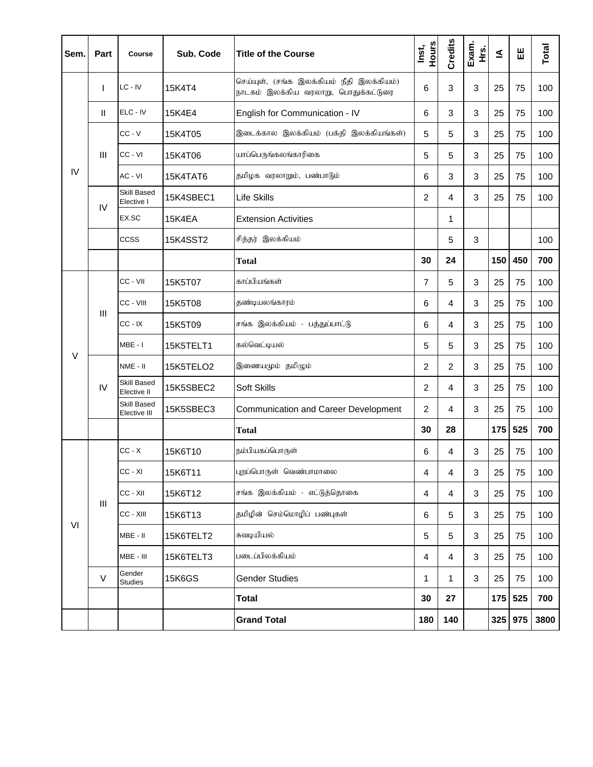| Sem. | Part | Course | Sub. Code | Title of the Course | Inst, Hours | Credits | Exam. Hrs. | IA | EE | Total |
|---|---|---|---|---|---|---|---|---|---|---|
| IV | I | LC - IV | 15K4T4 | செய்யுள், (சங்க இலக்கியம் நீதி இலக்கியம்) நாடகம் இலக்கிய வரலாறு, பொதுக்கட்டுரை | 6 | 3 | 3 | 25 | 75 | 100 |
| | II | ELC - IV | 15K4E4 | English for Communication - IV | 6 | 3 | 3 | 25 | 75 | 100 |
| | III | CC - V | 15K4T05 | இடைக்கால இலக்கியம் (பக்தி இலக்கியங்கள்) | 5 | 5 | 3 | 25 | 75 | 100 |
| | | CC - VI | 15K4T06 | யாப்பெருங்கலங்காரிகை | 5 | 5 | 3 | 25 | 75 | 100 |
| | | AC - VI | 15K4TAT6 | தமிழக வரலாறும், பண்பாடும் | 6 | 3 | 3 | 25 | 75 | 100 |
| | IV | Skill Based Elective I | 15K4SBEC1 | Life Skills | 2 | 4 | 3 | 25 | 75 | 100 |
| | | EX.SC | 15K4EA | Extension Activities | | 1 | | | | |
| | | CCSS | 15K4SST2 | சித்தர் இலக்கியம் | | 5 | 3 | | | 100 |
| | | | | **Total** | **30** | **24** | | **150** | **450** | **700** |
| V | III | CC - VII | 15K5T07 | காப்பியங்கள் | 7 | 5 | 3 | 25 | 75 | 100 |
| | | CC - VIII | 15K5T08 | தண்டியலங்காரம் | 6 | 4 | 3 | 25 | 75 | 100 |
| | | CC - IX | 15K5T09 | சங்க இலக்கியம் - பத்துப்பாட்டு | 6 | 4 | 3 | 25 | 75 | 100 |
| | | MBE - I | 15K5TELT1 | கல்வெட்டியல் | 5 | 5 | 3 | 25 | 75 | 100 |
| | IV | NME - II | 15K5TELO2 | இணையமும் தமிழும் | 2 | 2 | 3 | 25 | 75 | 100 |
| | | Skill Based Elective II | 15K5SBEC2 | Soft Skills | 2 | 4 | 3 | 25 | 75 | 100 |
| | | Skill Based Elective III | 15K5SBEC3 | Communication and Career Development | 2 | 4 | 3 | 25 | 75 | 100 |
| | | | | **Total** | **30** | **28** | | **175** | **525** | **700** |
| VI | III | CC - X | 15K6T10 | நம்பியகப்பொருள் | 6 | 4 | 3 | 25 | 75 | 100 |
| | | CC - XI | 15K6T11 | புறப்பொருள் வெண்பாமாலை | 4 | 4 | 3 | 25 | 75 | 100 |
| | | CC - XII | 15K6T12 | சங்க இலக்கியம் - எட்டுத்தொகை | 4 | 4 | 3 | 25 | 75 | 100 |
| | | CC - XIII | 15K6T13 | தமிழின் செம்மொழிப் பண்புகள் | 6 | 5 | 3 | 25 | 75 | 100 |
| | | MBE - II | 15K6TELT2 | சுவடியியல் | 5 | 5 | 3 | 25 | 75 | 100 |
| | | MBE - III | 15K6TELT3 | படைப்பிலக்கியம் | 4 | 4 | 3 | 25 | 75 | 100 |
| | V | Gender Studies | 15K6GS | Gender Studies | 1 | 1 | 3 | 25 | 75 | 100 |
| | | | | **Total** | **30** | **27** | | **175** | **525** | **700** |
| | | | | **Grand Total** | **180** | **140** | | **325** | **975** | **3800** |